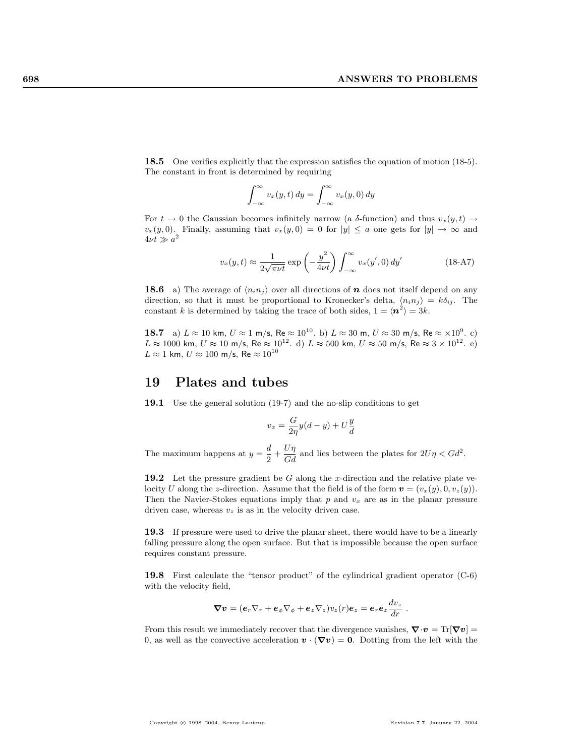**18.5** One verifies explicitly that the expression satisfies the equation of motion (18-5). The constant in front is determined by requiring

$$\int_{-\infty}^{\infty} v_x(y,t)\,dy = \int_{-\infty}^{\infty} v_x(y,0)\,dy$$

For $t \to 0$ the Gaussian becomes infinitely narrow (a $\delta$-function) and thus $v_x(y,t) \to v_x(y,0)$. Finally, assuming that $v_x(y,0) = 0$ for $|y| \le a$ one gets for $|y| \to \infty$ and $4\nu t \gg a^2$

$$v_x(y,t) \approx \frac{1}{2\sqrt{\pi\nu t}} \exp\left(-\frac{y^2}{4\nu t}\right) \int_{-\infty}^{\infty} v_x(y',0)\,dy' \tag{18-A7}$$

**18.6** a) The average of $\langle n_i n_j \rangle$ over all directions of $\boldsymbol{n}$ does not itself depend on any direction, so that it must be proportional to Kronecker's delta, $\langle n_i n_j \rangle = k\delta_{ij}$. The constant $k$ is determined by taking the trace of both sides, $1 = \langle \boldsymbol{n}^2 \rangle = 3k$.

**18.7** a) $L \approx 10$ km, $U \approx 1$ m/s, Re $\approx 10^{10}$. b) $L \approx 30$ m, $U \approx 30$ m/s, Re $\approx \times 10^9$. c) $L \approx 1000$ km, $U \approx 10$ m/s, Re $\approx 10^{12}$. d) $L \approx 500$ km, $U \approx 50$ m/s, Re $\approx 3 \times 10^{12}$. e) $L \approx 1$ km, $U \approx 100$ m/s, Re $\approx 10^{10}$

# 19 Plates and tubes

**19.1** Use the general solution (19-7) and the no-slip conditions to get

$$v_x = \frac{G}{2\eta} y(d-y) + U\frac{y}{d}$$

The maximum happens at $y = \dfrac{d}{2} + \dfrac{U\eta}{Gd}$ and lies between the plates for $2U\eta < Gd^2$.

**19.2** Let the pressure gradient be $G$ along the $x$-direction and the relative plate velocity $U$ along the $z$-direction. Assume that the field is of the form $\boldsymbol{v} = (v_x(y), 0, v_z(y))$. Then the Navier-Stokes equations imply that $p$ and $v_x$ are as in the planar pressure driven case, whereas $v_z$ is as in the velocity driven case.

**19.3** If pressure were used to drive the planar sheet, there would have to be a linearly falling pressure along the open surface. But that is impossible because the open surface requires constant pressure.

**19.8** First calculate the "tensor product" of the cylindrical gradient operator (C-6) with the velocity field,

$$\boldsymbol{\nabla v} = (\boldsymbol{e}_r \nabla_r + \boldsymbol{e}_\phi \nabla_\phi + \boldsymbol{e}_z \nabla_z) v_z(r) \boldsymbol{e}_z = \boldsymbol{e}_r \boldsymbol{e}_z \frac{dv_z}{dr} \ .$$

From this result we immediately recover that the divergence vanishes, $\boldsymbol{\nabla} \cdot \boldsymbol{v} = \mathrm{Tr}[\boldsymbol{\nabla v}] = 0$, as well as the convective acceleration $\boldsymbol{v} \cdot (\boldsymbol{\nabla v}) = \boldsymbol{0}$. Dotting from the left with the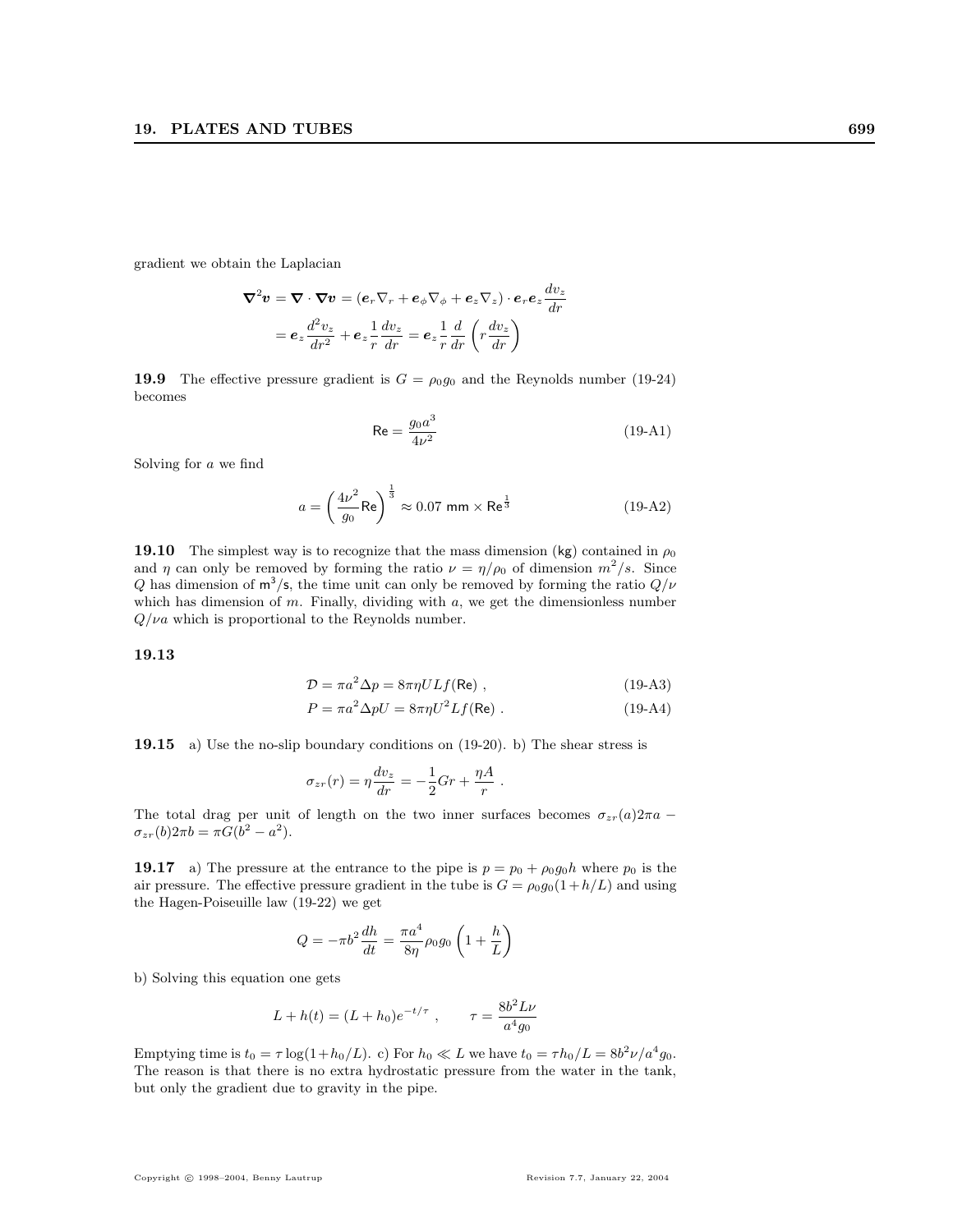gradient we obtain the Laplacian

$$\nabla^2 \boldsymbol{v} = \nabla \cdot \nabla \boldsymbol{v} = (\boldsymbol{e}_r \nabla_r + \boldsymbol{e}_\phi \nabla_\phi + \boldsymbol{e}_z \nabla_z) \cdot \boldsymbol{e}_r \boldsymbol{e}_z \frac{dv_z}{dr}$$

$$= \boldsymbol{e}_z \frac{d^2 v_z}{dr^2} + \boldsymbol{e}_z \frac{1}{r} \frac{dv_z}{dr} = \boldsymbol{e}_z \frac{1}{r} \frac{d}{dr}\left( r \frac{dv_z}{dr} \right)$$

**19.9** The effective pressure gradient is $G = \rho_0 g_0$ and the Reynolds number (19-24) becomes

$$\mathsf{Re} = \frac{g_0 a^3}{4\nu^2} \tag{19-A1}$$

Solving for $a$ we find

$$a = \left( \frac{4\nu^2}{g_0} \mathsf{Re} \right)^{\frac{1}{3}} \approx 0.07 \text{ mm} \times \mathsf{Re}^{\frac{1}{3}} \tag{19-A2}$$

**19.10** The simplest way is to recognize that the mass dimension (kg) contained in $\rho_0$ and $\eta$ can only be removed by forming the ratio $\nu = \eta/\rho_0$ of dimension $m^2/s$. Since $Q$ has dimension of $\mathsf{m}^3/\mathsf{s}$, the time unit can only be removed by forming the ratio $Q/\nu$ which has dimension of $m$. Finally, dividing with $a$, we get the dimensionless number $Q/\nu a$ which is proportional to the Reynolds number.

**19.13**

$$\mathcal{D} = \pi a^2 \Delta p = 8\pi\eta U L f(\mathsf{Re}) \, , \tag{19-A3}$$

$$P = \pi a^2 \Delta p U = 8\pi\eta U^2 L f(\mathsf{Re}) \, . \tag{19-A4}$$

**19.15** a) Use the no-slip boundary conditions on (19-20). b) The shear stress is

$$\sigma_{zr}(r) = \eta \frac{dv_z}{dr} = -\frac{1}{2} G r + \frac{\eta A}{r} \, .$$

The total drag per unit of length on the two inner surfaces becomes $\sigma_{zr}(a) 2\pi a - \sigma_{zr}(b) 2\pi b = \pi G (b^2 - a^2)$.

**19.17** a) The pressure at the entrance to the pipe is $p = p_0 + \rho_0 g_0 h$ where $p_0$ is the air pressure. The effective pressure gradient in the tube is $G = \rho_0 g_0 (1 + h/L)$ and using the Hagen-Poiseuille law (19-22) we get

$$Q = -\pi b^2 \frac{dh}{dt} = \frac{\pi a^4}{8\eta} \rho_0 g_0 \left( 1 + \frac{h}{L} \right)$$

b) Solving this equation one gets

$$L + h(t) = (L + h_0) e^{-t/\tau} \, , \qquad \tau = \frac{8 b^2 L \nu}{a^4 g_0}$$

Emptying time is $t_0 = \tau \log(1 + h_0/L)$. c) For $h_0 \ll L$ we have $t_0 = \tau h_0/L = 8 b^2 \nu / a^4 g_0$. The reason is that there is no extra hydrostatic pressure from the water in the tank, but only the gradient due to gravity in the pipe.